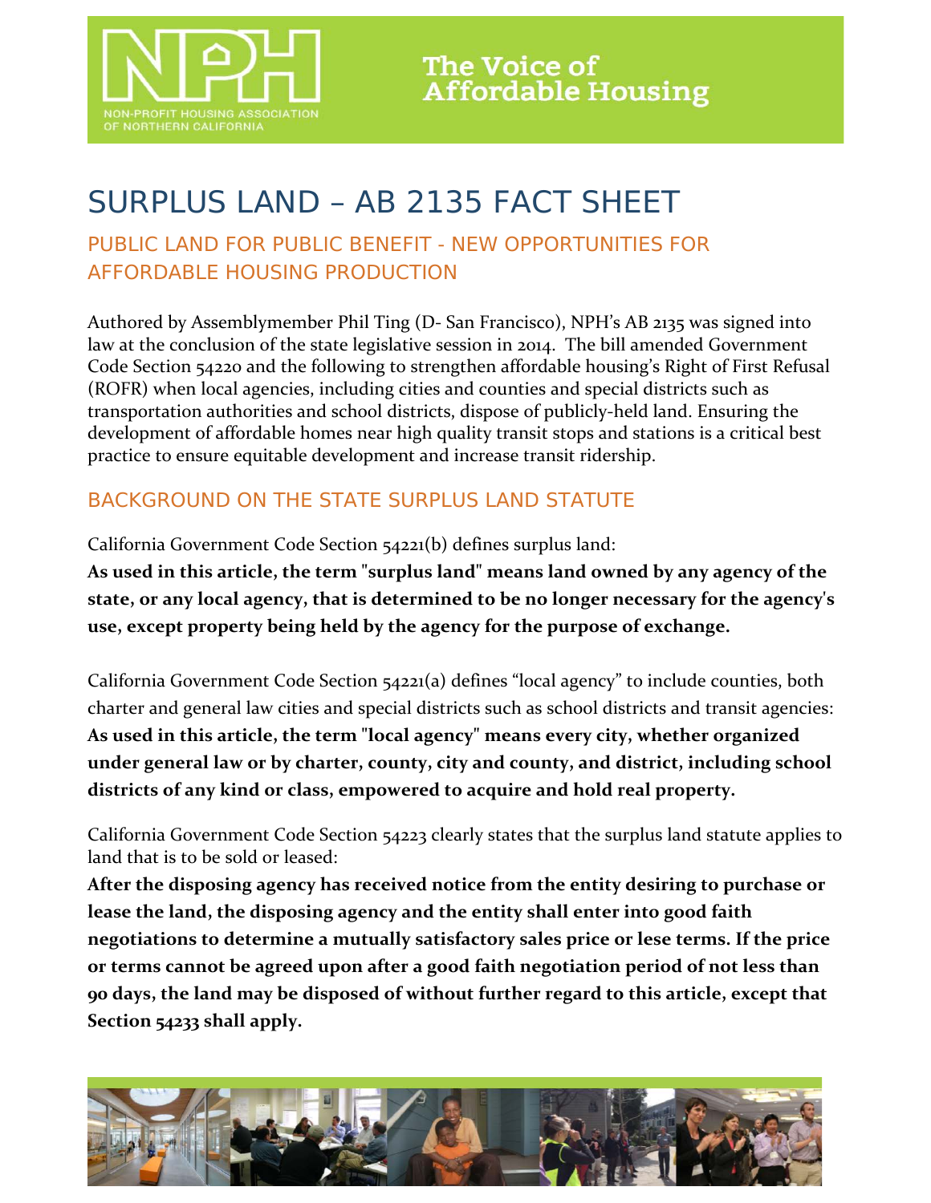NPH
NON-PROFIT HOUSING ASSOCIATION OF NORTHERN CALIFORNIA

The Voice of Affordable Housing

# SURPLUS LAND – AB 2135 FACT SHEET

## PUBLIC LAND FOR PUBLIC BENEFIT - NEW OPPORTUNITIES FOR AFFORDABLE HOUSING PRODUCTION

Authored by Assemblymember Phil Ting (D- San Francisco), NPH's AB 2135 was signed into law at the conclusion of the state legislative session in 2014. The bill amended Government Code Section 54220 and the following to strengthen affordable housing's Right of First Refusal (ROFR) when local agencies, including cities and counties and special districts such as transportation authorities and school districts, dispose of publicly-held land. Ensuring the development of affordable homes near high quality transit stops and stations is a critical best practice to ensure equitable development and increase transit ridership.

## BACKGROUND ON THE STATE SURPLUS LAND STATUTE

California Government Code Section 54221(b) defines surplus land:

**As used in this article, the term "surplus land" means land owned by any agency of the state, or any local agency, that is determined to be no longer necessary for the agency's use, except property being held by the agency for the purpose of exchange.**

California Government Code Section 54221(a) defines "local agency" to include counties, both charter and general law cities and special districts such as school districts and transit agencies:

**As used in this article, the term "local agency" means every city, whether organized under general law or by charter, county, city and county, and district, including school districts of any kind or class, empowered to acquire and hold real property.**

California Government Code Section 54223 clearly states that the surplus land statute applies to land that is to be sold or leased:

**After the disposing agency has received notice from the entity desiring to purchase or lease the land, the disposing agency and the entity shall enter into good faith negotiations to determine a mutually satisfactory sales price or lese terms. If the price or terms cannot be agreed upon after a good faith negotiation period of not less than 90 days, the land may be disposed of without further regard to this article, except that Section 54233 shall apply.**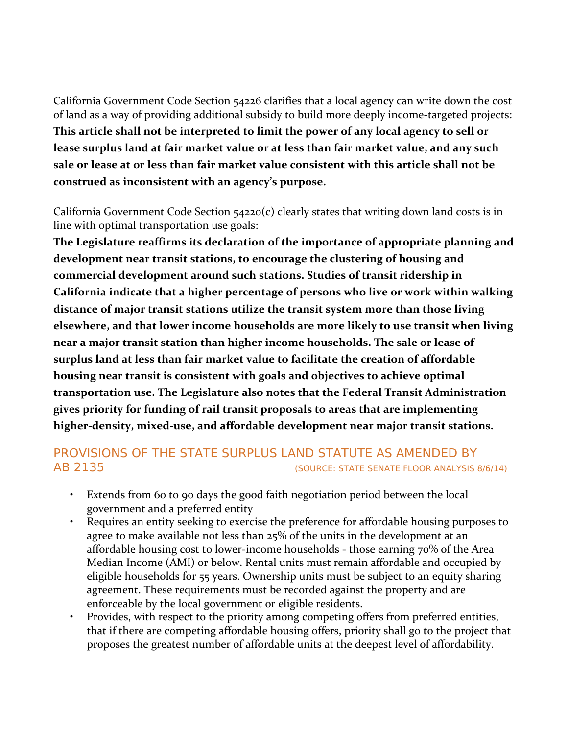California Government Code Section 54226 clarifies that a local agency can write down the cost of land as a way of providing additional subsidy to build more deeply income-targeted projects:

**This article shall not be interpreted to limit the power of any local agency to sell or lease surplus land at fair market value or at less than fair market value, and any such sale or lease at or less than fair market value consistent with this article shall not be construed as inconsistent with an agency's purpose.**

California Government Code Section 54220(c) clearly states that writing down land costs is in line with optimal transportation use goals:

**The Legislature reaffirms its declaration of the importance of appropriate planning and development near transit stations, to encourage the clustering of housing and commercial development around such stations. Studies of transit ridership in California indicate that a higher percentage of persons who live or work within walking distance of major transit stations utilize the transit system more than those living elsewhere, and that lower income households are more likely to use transit when living near a major transit station than higher income households. The sale or lease of surplus land at less than fair market value to facilitate the creation of affordable housing near transit is consistent with goals and objectives to achieve optimal transportation use. The Legislature also notes that the Federal Transit Administration gives priority for funding of rail transit proposals to areas that are implementing higher-density, mixed-use, and affordable development near major transit stations.**

## PROVISIONS OF THE STATE SURPLUS LAND STATUTE AS AMENDED BY AB 2135 (SOURCE: STATE SENATE FLOOR ANALYSIS 8/6/14)

- Extends from 60 to 90 days the good faith negotiation period between the local government and a preferred entity
- Requires an entity seeking to exercise the preference for affordable housing purposes to agree to make available not less than 25% of the units in the development at an affordable housing cost to lower-income households - those earning 70% of the Area Median Income (AMI) or below. Rental units must remain affordable and occupied by eligible households for 55 years. Ownership units must be subject to an equity sharing agreement. These requirements must be recorded against the property and are enforceable by the local government or eligible residents.
- Provides, with respect to the priority among competing offers from preferred entities, that if there are competing affordable housing offers, priority shall go to the project that proposes the greatest number of affordable units at the deepest level of affordability.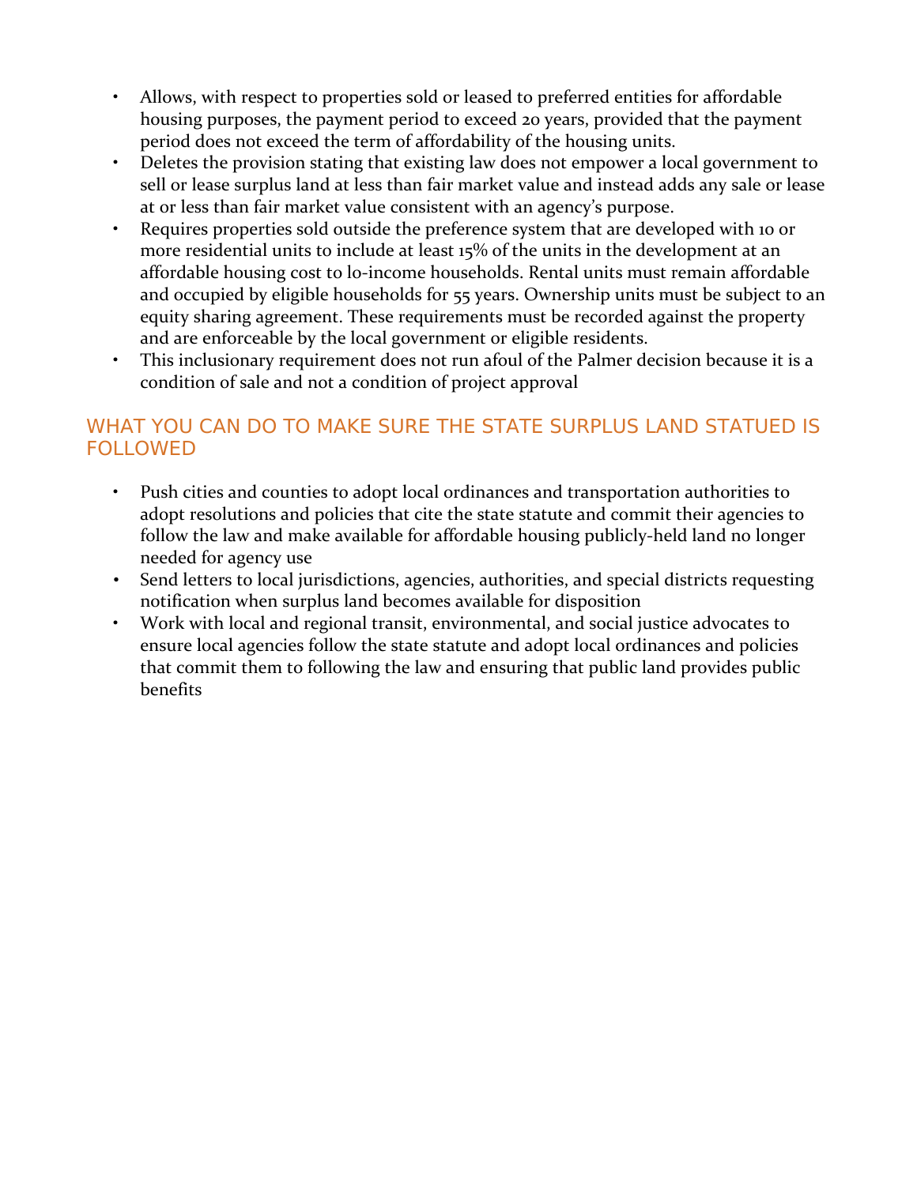- Allows, with respect to properties sold or leased to preferred entities for affordable housing purposes, the payment period to exceed 20 years, provided that the payment period does not exceed the term of affordability of the housing units.
- Deletes the provision stating that existing law does not empower a local government to sell or lease surplus land at less than fair market value and instead adds any sale or lease at or less than fair market value consistent with an agency's purpose.
- Requires properties sold outside the preference system that are developed with 10 or more residential units to include at least 15% of the units in the development at an affordable housing cost to lo-income households. Rental units must remain affordable and occupied by eligible households for 55 years. Ownership units must be subject to an equity sharing agreement. These requirements must be recorded against the property and are enforceable by the local government or eligible residents.
- This inclusionary requirement does not run afoul of the Palmer decision because it is a condition of sale and not a condition of project approval

## WHAT YOU CAN DO TO MAKE SURE THE STATE SURPLUS LAND STATUED IS FOLLOWED

- Push cities and counties to adopt local ordinances and transportation authorities to adopt resolutions and policies that cite the state statute and commit their agencies to follow the law and make available for affordable housing publicly-held land no longer needed for agency use
- Send letters to local jurisdictions, agencies, authorities, and special districts requesting notification when surplus land becomes available for disposition
- Work with local and regional transit, environmental, and social justice advocates to ensure local agencies follow the state statute and adopt local ordinances and policies that commit them to following the law and ensuring that public land provides public benefits